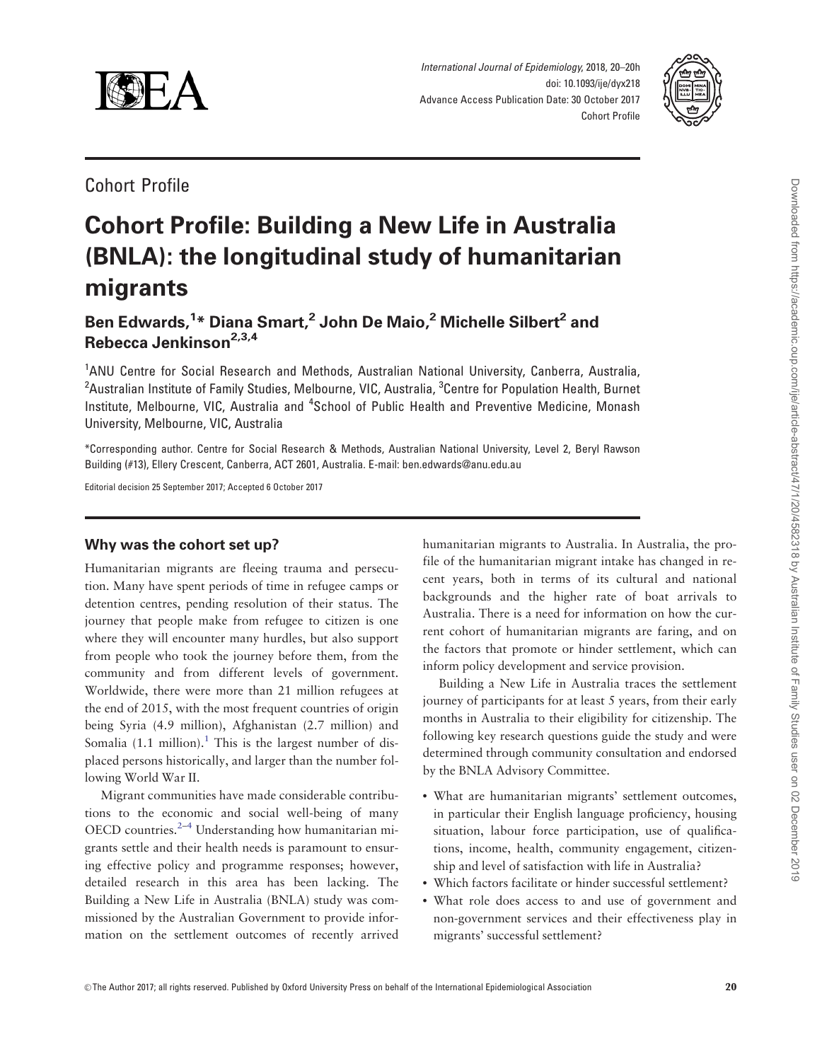Cohort Profile

# Cohort Profile: Building a New Life in Australia (BNLA): the longitudinal study of humanitarian migrants

**Ben Edwards,[1]* Diana Smart,[2] John De Maio,[2] Michelle Silbert[2] and Rebecca Jenkinson[2,3,4]**

[1]ANU Centre for Social Research and Methods, Australian National University, Canberra, Australia, [2]Australian Institute of Family Studies, Melbourne, VIC, Australia, [3]Centre for Population Health, Burnet Institute, Melbourne, VIC, Australia and [4]School of Public Health and Preventive Medicine, Monash University, Melbourne, VIC, Australia

*Corresponding author. Centre for Social Research & Methods, Australian National University, Level 2, Beryl Rawson Building (#13), Ellery Crescent, Canberra, ACT 2601, Australia. E-mail: ben.edwards@anu.edu.au

Editorial decision 25 September 2017; Accepted 6 October 2017

## Why was the cohort set up?

Humanitarian migrants are fleeing trauma and persecution. Many have spent periods of time in refugee camps or detention centres, pending resolution of their status. The journey that people make from refugee to citizen is one where they will encounter many hurdles, but also support from people who took the journey before them, from the community and from different levels of government. Worldwide, there were more than 21 million refugees at the end of 2015, with the most frequent countries of origin being Syria (4.9 million), Afghanistan (2.7 million) and Somalia (1.1 million).[1] This is the largest number of displaced persons historically, and larger than the number following World War II.

Migrant communities have made considerable contributions to the economic and social well-being of many OECD countries.[2–4] Understanding how humanitarian migrants settle and their health needs is paramount to ensuring effective policy and programme responses; however, detailed research in this area has been lacking. The Building a New Life in Australia (BNLA) study was commissioned by the Australian Government to provide information on the settlement outcomes of recently arrived humanitarian migrants to Australia. In Australia, the profile of the humanitarian migrant intake has changed in recent years, both in terms of its cultural and national backgrounds and the higher rate of boat arrivals to Australia. There is a need for information on how the current cohort of humanitarian migrants are faring, and on the factors that promote or hinder settlement, which can inform policy development and service provision.

Building a New Life in Australia traces the settlement journey of participants for at least 5 years, from their early months in Australia to their eligibility for citizenship. The following key research questions guide the study and were determined through community consultation and endorsed by the BNLA Advisory Committee.

- What are humanitarian migrants' settlement outcomes, in particular their English language proficiency, housing situation, labour force participation, use of qualifications, income, health, community engagement, citizenship and level of satisfaction with life in Australia?
- Which factors facilitate or hinder successful settlement?
- What role does access to and use of government and non-government services and their effectiveness play in migrants' successful settlement?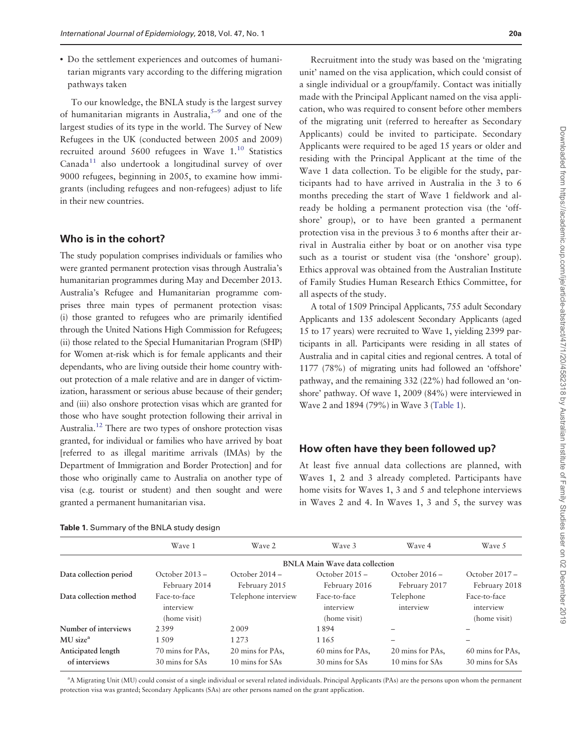- Do the settlement experiences and outcomes of humanitarian migrants vary according to the differing migration pathways taken

To our knowledge, the BNLA study is the largest survey of humanitarian migrants in Australia,[5–9] and one of the largest studies of its type in the world. The Survey of New Refugees in the UK (conducted between 2005 and 2009) recruited around 5600 refugees in Wave 1.[10] Statistics Canada[11] also undertook a longitudinal survey of over 9000 refugees, beginning in 2005, to examine how immigrants (including refugees and non-refugees) adjust to life in their new countries.

## Who is in the cohort?

The study population comprises individuals or families who were granted permanent protection visas through Australia's humanitarian programmes during May and December 2013. Australia's Refugee and Humanitarian programme comprises three main types of permanent protection visas: (i) those granted to refugees who are primarily identified through the United Nations High Commission for Refugees; (ii) those related to the Special Humanitarian Program (SHP) for Women at-risk which is for female applicants and their dependants, who are living outside their home country without protection of a male relative and are in danger of victimization, harassment or serious abuse because of their gender; and (iii) also onshore protection visas which are granted for those who have sought protection following their arrival in Australia.[12] There are two types of onshore protection visas granted, for individual or families who have arrived by boat [referred to as illegal maritime arrivals (IMAs) by the Department of Immigration and Border Protection] and for those who originally came to Australia on another type of visa (e.g. tourist or student) and then sought and were granted a permanent humanitarian visa.

Recruitment into the study was based on the 'migrating unit' named on the visa application, which could consist of a single individual or a group/family. Contact was initially made with the Principal Applicant named on the visa application, who was required to consent before other members of the migrating unit (referred to hereafter as Secondary Applicants) could be invited to participate. Secondary Applicants were required to be aged 15 years or older and residing with the Principal Applicant at the time of the Wave 1 data collection. To be eligible for the study, participants had to have arrived in Australia in the 3 to 6 months preceding the start of Wave 1 fieldwork and already be holding a permanent protection visa (the 'offshore' group), or to have been granted a permanent protection visa in the previous 3 to 6 months after their arrival in Australia either by boat or on another visa type such as a tourist or student visa (the 'onshore' group). Ethics approval was obtained from the Australian Institute of Family Studies Human Research Ethics Committee, for all aspects of the study.

A total of 1509 Principal Applicants, 755 adult Secondary Applicants and 135 adolescent Secondary Applicants (aged 15 to 17 years) were recruited to Wave 1, yielding 2399 participants in all. Participants were residing in all states of Australia and in capital cities and regional centres. A total of 1177 (78%) of migrating units had followed an 'offshore' pathway, and the remaining 332 (22%) had followed an 'onshore' pathway. Of wave 1, 2009 (84%) were interviewed in Wave 2 and 1894 (79%) in Wave 3 (Table 1).

## How often have they been followed up?

At least five annual data collections are planned, with Waves 1, 2 and 3 already completed. Participants have home visits for Waves 1, 3 and 5 and telephone interviews in Waves 2 and 4. In Waves 1, 3 and 5, the survey was

**Table 1.** Summary of the BNLA study design

| | Wave 1 | Wave 2 | Wave 3 | Wave 4 | Wave 5 |
|---|---|---|---|---|---|
| | BNLA Main Wave data collection | | | | |
| **Data collection period** | October 2013 – February 2014 | October 2014 – February 2015 | October 2015 – February 2016 | October 2016 – February 2017 | October 2017 – February 2018 |
| **Data collection method** | Face-to-face interview (home visit) | Telephone interview | Face-to-face interview (home visit) | Telephone interview | Face-to-face interview (home visit) |
| **Number of interviews** | 2399 | 2009 | 1894 | – | – |
| **MU size[a]** | 1509 | 1273 | 1165 | – | – |
| **Anticipated length of interviews** | 70 mins for PAs, 30 mins for SAs | 20 mins for PAs, 10 mins for SAs | 60 mins for PAs, 30 mins for SAs | 20 mins for PAs, 10 mins for SAs | 60 mins for PAs, 30 mins for SAs |

[a]A Migrating Unit (MU) could consist of a single individual or several related individuals. Principal Applicants (PAs) are the persons upon whom the permanent protection visa was granted; Secondary Applicants (SAs) are other persons named on the grant application.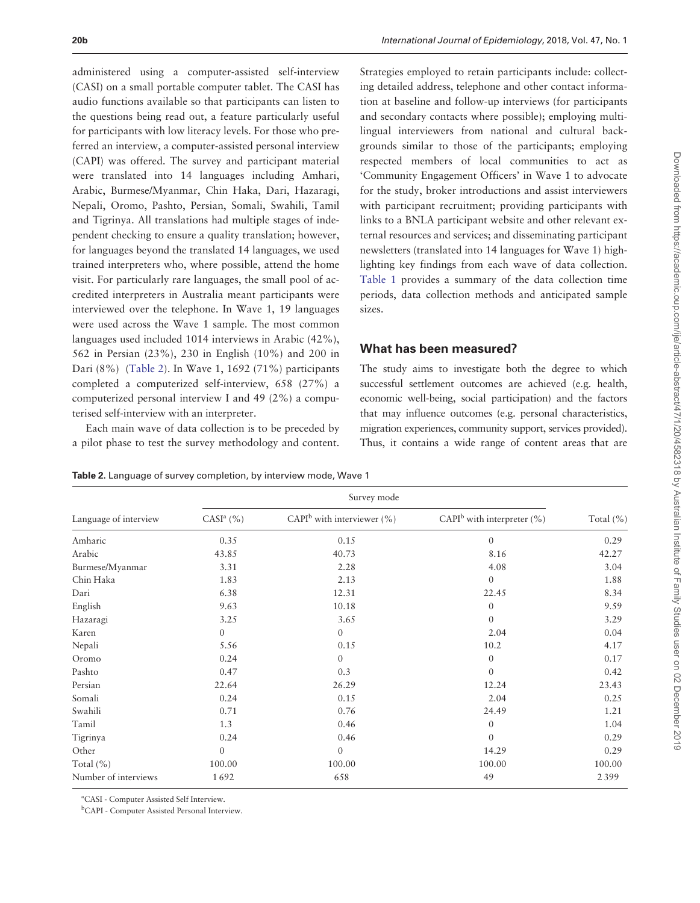administered using a computer-assisted self-interview (CASI) on a small portable computer tablet. The CASI has audio functions available so that participants can listen to the questions being read out, a feature particularly useful for participants with low literacy levels. For those who preferred an interview, a computer-assisted personal interview (CAPI) was offered. The survey and participant material were translated into 14 languages including Amhari, Arabic, Burmese/Myanmar, Chin Haka, Dari, Hazaragi, Nepali, Oromo, Pashto, Persian, Somali, Swahili, Tamil and Tigrinya. All translations had multiple stages of independent checking to ensure a quality translation; however, for languages beyond the translated 14 languages, we used trained interpreters who, where possible, attend the home visit. For particularly rare languages, the small pool of accredited interpreters in Australia meant participants were interviewed over the telephone. In Wave 1, 19 languages were used across the Wave 1 sample. The most common languages used included 1014 interviews in Arabic (42%), 562 in Persian (23%), 230 in English (10%) and 200 in Dari (8%) (Table 2). In Wave 1, 1692 (71%) participants completed a computerized self-interview, 658 (27%) a computerized personal interview I and 49 (2%) a computerised self-interview with an interpreter.

Each main wave of data collection is to be preceded by a pilot phase to test the survey methodology and content. Strategies employed to retain participants include: collecting detailed address, telephone and other contact information at baseline and follow-up interviews (for participants and secondary contacts where possible); employing multilingual interviewers from national and cultural backgrounds similar to those of the participants; employing respected members of local communities to act as 'Community Engagement Officers' in Wave 1 to advocate for the study, broker introductions and assist interviewers with participant recruitment; providing participants with links to a BNLA participant website and other relevant external resources and services; and disseminating participant newsletters (translated into 14 languages for Wave 1) highlighting key findings from each wave of data collection. Table 1 provides a summary of the data collection time periods, data collection methods and anticipated sample sizes.

## What has been measured?

The study aims to investigate both the degree to which successful settlement outcomes are achieved (e.g. health, economic well-being, social participation) and the factors that may influence outcomes (e.g. personal characteristics, migration experiences, community support, services provided). Thus, it contains a wide range of content areas that are

**Table 2.** Language of survey completion, by interview mode, Wave 1

| Language of interview | Survey mode | | | Total (%) |
|---|---|---|---|---|
| | CASI[a] (%) | CAPI[b] with interviewer (%) | CAPI[b] with interpreter (%) | |
| Amharic | 0.35 | 0.15 | 0 | 0.29 |
| Arabic | 43.85 | 40.73 | 8.16 | 42.27 |
| Burmese/Myanmar | 3.31 | 2.28 | 4.08 | 3.04 |
| Chin Haka | 1.83 | 2.13 | 0 | 1.88 |
| Dari | 6.38 | 12.31 | 22.45 | 8.34 |
| English | 9.63 | 10.18 | 0 | 9.59 |
| Hazaragi | 3.25 | 3.65 | 0 | 3.29 |
| Karen | 0 | 0 | 2.04 | 0.04 |
| Nepali | 5.56 | 0.15 | 10.2 | 4.17 |
| Oromo | 0.24 | 0 | 0 | 0.17 |
| Pashto | 0.47 | 0.3 | 0 | 0.42 |
| Persian | 22.64 | 26.29 | 12.24 | 23.43 |
| Somali | 0.24 | 0.15 | 2.04 | 0.25 |
| Swahili | 0.71 | 0.76 | 24.49 | 1.21 |
| Tamil | 1.3 | 0.46 | 0 | 1.04 |
| Tigrinya | 0.24 | 0.46 | 0 | 0.29 |
| Other | 0 | 0 | 14.29 | 0.29 |
| Total (%) | 100.00 | 100.00 | 100.00 | 100.00 |
| Number of interviews | 1692 | 658 | 49 | 2 399 |

[a]CASI - Computer Assisted Self Interview.

[b]CAPI - Computer Assisted Personal Interview.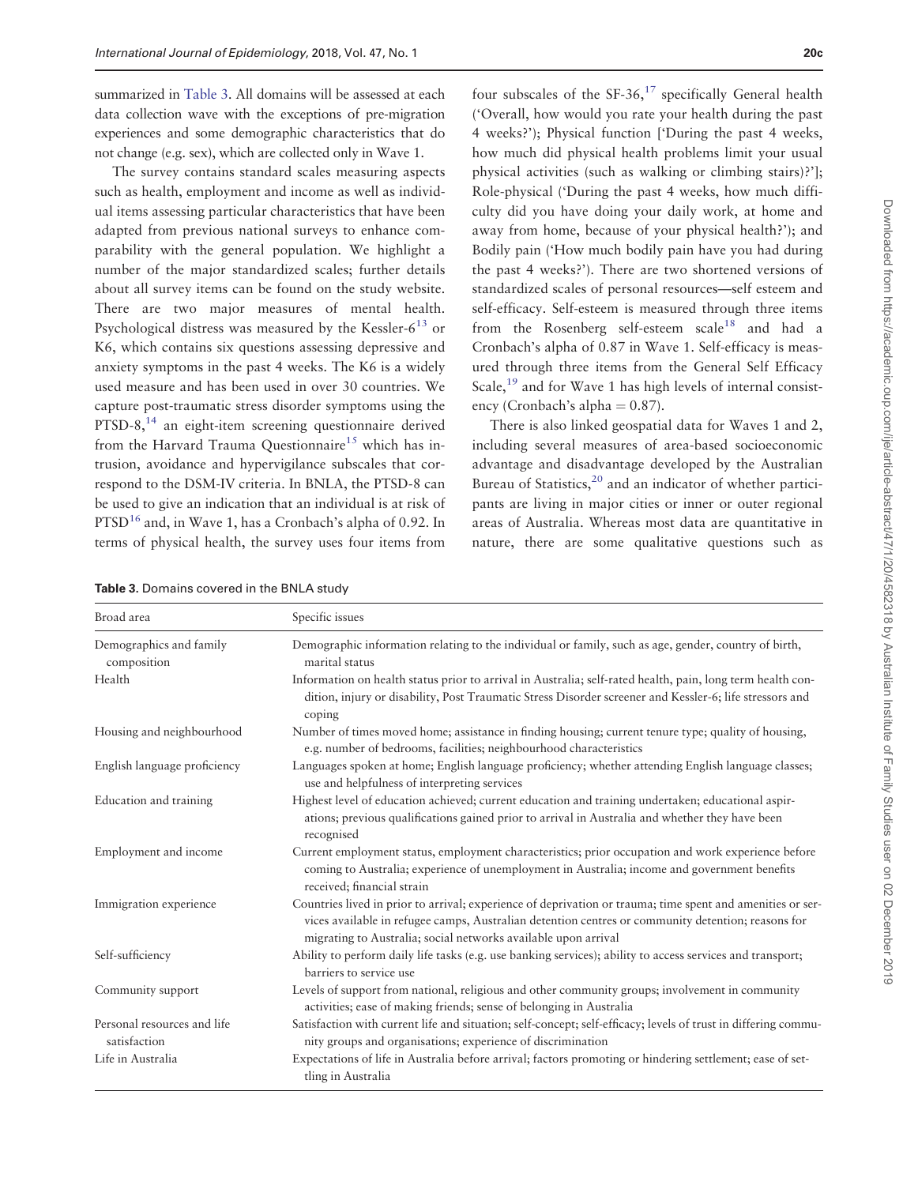summarized in Table 3. All domains will be assessed at each data collection wave with the exceptions of pre-migration experiences and some demographic characteristics that do not change (e.g. sex), which are collected only in Wave 1.

The survey contains standard scales measuring aspects such as health, employment and income as well as individual items assessing particular characteristics that have been adapted from previous national surveys to enhance comparability with the general population. We highlight a number of the major standardized scales; further details about all survey items can be found on the study website. There are two major measures of mental health. Psychological distress was measured by the Kessler-6[13] or K6, which contains six questions assessing depressive and anxiety symptoms in the past 4 weeks. The K6 is a widely used measure and has been used in over 30 countries. We capture post-traumatic stress disorder symptoms using the PTSD-8,[14] an eight-item screening questionnaire derived from the Harvard Trauma Questionnaire[15] which has intrusion, avoidance and hypervigilance subscales that correspond to the DSM-IV criteria. In BNLA, the PTSD-8 can be used to give an indication that an individual is at risk of PTSD[16] and, in Wave 1, has a Cronbach's alpha of 0.92. In terms of physical health, the survey uses four items from four subscales of the SF-36,[17] specifically General health ('Overall, how would you rate your health during the past 4 weeks?'); Physical function ['During the past 4 weeks, how much did physical health problems limit your usual physical activities (such as walking or climbing stairs)?']; Role-physical ('During the past 4 weeks, how much difficulty did you have doing your daily work, at home and away from home, because of your physical health?'); and Bodily pain ('How much bodily pain have you had during the past 4 weeks?'). There are two shortened versions of standardized scales of personal resources—self esteem and self-efficacy. Self-esteem is measured through three items from the Rosenberg self-esteem scale[18] and had a Cronbach's alpha of 0.87 in Wave 1. Self-efficacy is measured through three items from the General Self Efficacy Scale,[19] and for Wave 1 has high levels of internal consistency (Cronbach's alpha = 0.87).

There is also linked geospatial data for Waves 1 and 2, including several measures of area-based socioeconomic advantage and disadvantage developed by the Australian Bureau of Statistics,[20] and an indicator of whether participants are living in major cities or inner or outer regional areas of Australia. Whereas most data are quantitative in nature, there are some qualitative questions such as

**Table 3.** Domains covered in the BNLA study

| Broad area | Specific issues |
|---|---|
| Demographics and family composition | Demographic information relating to the individual or family, such as age, gender, country of birth, marital status |
| Health | Information on health status prior to arrival in Australia; self-rated health, pain, long term health condition, injury or disability, Post Traumatic Stress Disorder screener and Kessler-6; life stressors and coping |
| Housing and neighbourhood | Number of times moved home; assistance in finding housing; current tenure type; quality of housing, e.g. number of bedrooms, facilities; neighbourhood characteristics |
| English language proficiency | Languages spoken at home; English language proficiency; whether attending English language classes; use and helpfulness of interpreting services |
| Education and training | Highest level of education achieved; current education and training undertaken; educational aspirations; previous qualifications gained prior to arrival in Australia and whether they have been recognised |
| Employment and income | Current employment status, employment characteristics; prior occupation and work experience before coming to Australia; experience of unemployment in Australia; income and government benefits received; financial strain |
| Immigration experience | Countries lived in prior to arrival; experience of deprivation or trauma; time spent and amenities or services available in refugee camps, Australian detention centres or community detention; reasons for migrating to Australia; social networks available upon arrival |
| Self-sufficiency | Ability to perform daily life tasks (e.g. use banking services); ability to access services and transport; barriers to service use |
| Community support | Levels of support from national, religious and other community groups; involvement in community activities; ease of making friends; sense of belonging in Australia |
| Personal resources and life satisfaction | Satisfaction with current life and situation; self-concept; self-efficacy; levels of trust in differing community groups and organisations; experience of discrimination |
| Life in Australia | Expectations of life in Australia before arrival; factors promoting or hindering settlement; ease of settling in Australia |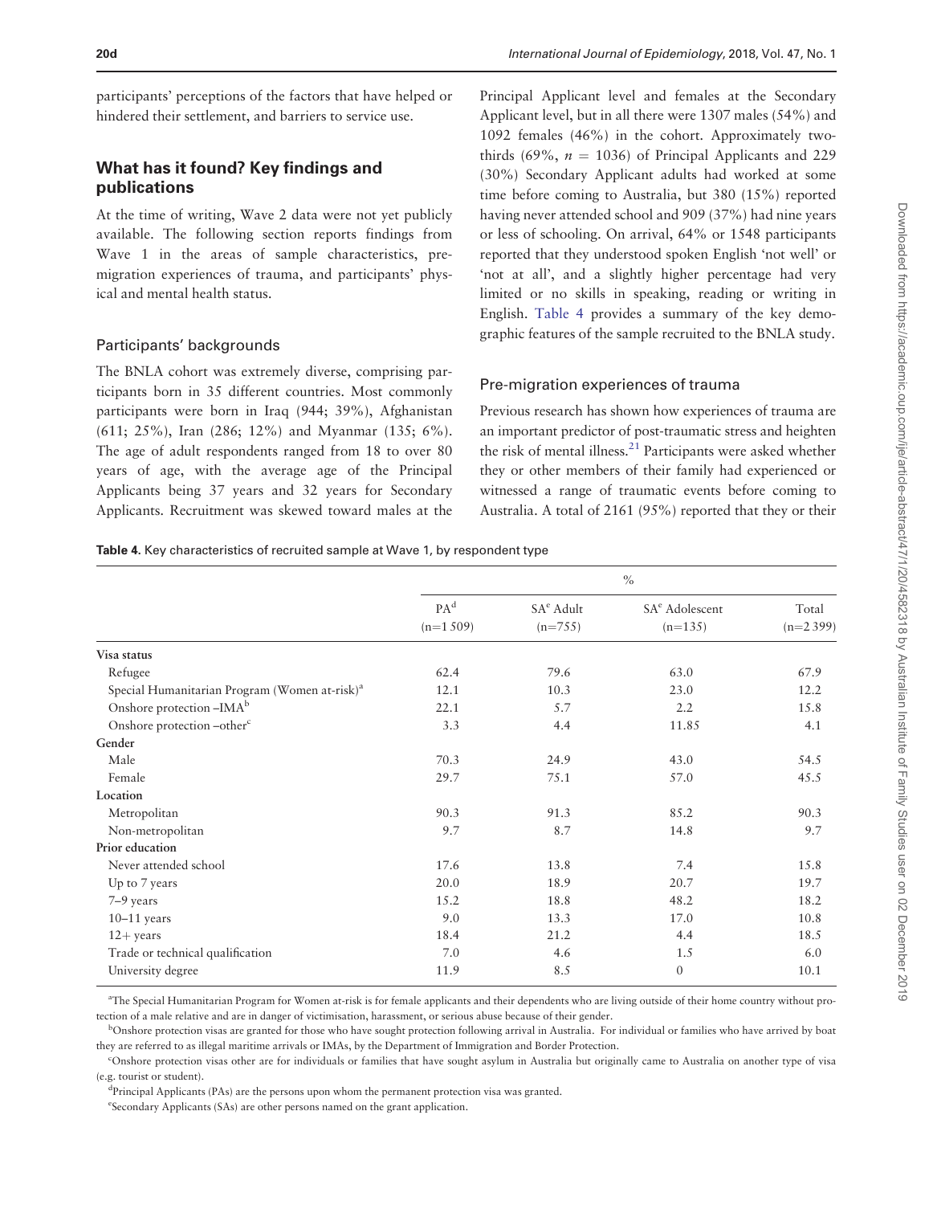participants' perceptions of the factors that have helped or hindered their settlement, and barriers to service use.

## What has it found? Key findings and publications

At the time of writing, Wave 2 data were not yet publicly available. The following section reports findings from Wave 1 in the areas of sample characteristics, pre-migration experiences of trauma, and participants' physical and mental health status.

### Participants' backgrounds

The BNLA cohort was extremely diverse, comprising participants born in 35 different countries. Most commonly participants were born in Iraq (944; 39%), Afghanistan (611; 25%), Iran (286; 12%) and Myanmar (135; 6%). The age of adult respondents ranged from 18 to over 80 years of age, with the average age of the Principal Applicants being 37 years and 32 years for Secondary Applicants. Recruitment was skewed toward males at the Principal Applicant level and females at the Secondary Applicant level, but in all there were 1307 males (54%) and 1092 females (46%) in the cohort. Approximately two-thirds (69%, $n$ = 1036) of Principal Applicants and 229 (30%) Secondary Applicant adults had worked at some time before coming to Australia, but 380 (15%) reported having never attended school and 909 (37%) had nine years or less of schooling. On arrival, 64% or 1548 participants reported that they understood spoken English 'not well' or 'not at all', and a slightly higher percentage had very limited or no skills in speaking, reading or writing in English. Table 4 provides a summary of the key demographic features of the sample recruited to the BNLA study.

### Pre-migration experiences of trauma

Previous research has shown how experiences of trauma are an important predictor of post-traumatic stress and heighten the risk of mental illness.[21] Participants were asked whether they or other members of their family had experienced or witnessed a range of traumatic events before coming to Australia. A total of 2161 (95%) reported that they or their

**Table 4.** Key characteristics of recruited sample at Wave 1, by respondent type

| | % | | | |
|---|---|---|---|---|
| | PA[d] (n=1 509) | SA[e] Adult (n=755) | SA[e] Adolescent (n=135) | Total (n=2 399) |
| **Visa status** | | | | |
| Refugee | 62.4 | 79.6 | 63.0 | 67.9 |
| Special Humanitarian Program (Women at-risk)[a] | 12.1 | 10.3 | 23.0 | 12.2 |
| Onshore protection –IMA[b] | 22.1 | 5.7 | 2.2 | 15.8 |
| Onshore protection –other[c] | 3.3 | 4.4 | 11.85 | 4.1 |
| **Gender** | | | | |
| Male | 70.3 | 24.9 | 43.0 | 54.5 |
| Female | 29.7 | 75.1 | 57.0 | 45.5 |
| **Location** | | | | |
| Metropolitan | 90.3 | 91.3 | 85.2 | 90.3 |
| Non-metropolitan | 9.7 | 8.7 | 14.8 | 9.7 |
| **Prior education** | | | | |
| Never attended school | 17.6 | 13.8 | 7.4 | 15.8 |
| Up to 7 years | 20.0 | 18.9 | 20.7 | 19.7 |
| 7–9 years | 15.2 | 18.8 | 48.2 | 18.2 |
| 10–11 years | 9.0 | 13.3 | 17.0 | 10.8 |
| 12+ years | 18.4 | 21.2 | 4.4 | 18.5 |
| Trade or technical qualification | 7.0 | 4.6 | 1.5 | 6.0 |
| University degree | 11.9 | 8.5 | 0 | 10.1 |

[a]The Special Humanitarian Program for Women at-risk is for female applicants and their dependents who are living outside of their home country without protection of a male relative and are in danger of victimisation, harassment, or serious abuse because of their gender.

[b]Onshore protection visas are granted for those who have sought protection following arrival in Australia. For individual or families who have arrived by boat they are referred to as illegal maritime arrivals or IMAs, by the Department of Immigration and Border Protection.

[c]Onshore protection visas other are for individuals or families that have sought asylum in Australia but originally came to Australia on another type of visa (e.g. tourist or student).

[d]Principal Applicants (PAs) are the persons upon whom the permanent protection visa was granted.

[e]Secondary Applicants (SAs) are other persons named on the grant application.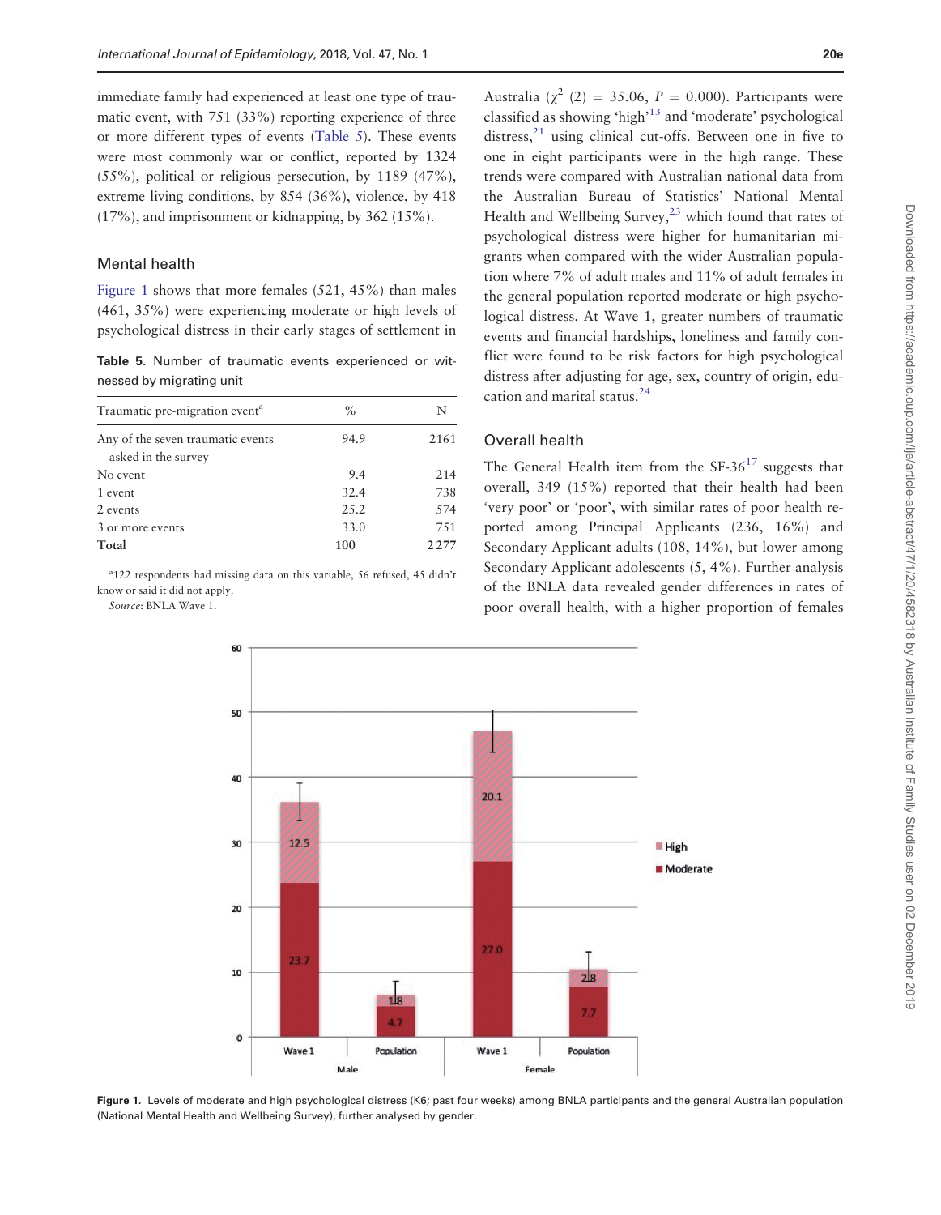immediate family had experienced at least one type of traumatic event, with 751 (33%) reporting experience of three or more different types of events (Table 5). These events were most commonly war or conflict, reported by 1324 (55%), political or religious persecution, by 1189 (47%), extreme living conditions, by 854 (36%), violence, by 418 (17%), and imprisonment or kidnapping, by 362 (15%).

## Mental health

Figure 1 shows that more females (521, 45%) than males (461, 35%) were experiencing moderate or high levels of psychological distress in their early stages of settlement in Australia ($\chi^2$ (2) = 35.06, $P$ = 0.000). Participants were classified as showing 'high'[13] and 'moderate' psychological distress,[21] using clinical cut-offs. Between one in five to one in eight participants were in the high range. These trends were compared with Australian national data from the Australian Bureau of Statistics' National Mental Health and Wellbeing Survey,[23] which found that rates of psychological distress were higher for humanitarian migrants when compared with the wider Australian population where 7% of adult males and 11% of adult females in the general population reported moderate or high psychological distress. At Wave 1, greater numbers of traumatic events and financial hardships, loneliness and family conflict were found to be risk factors for high psychological distress after adjusting for age, sex, country of origin, education and marital status.[24]

**Table 5.** Number of traumatic events experienced or witnessed by migrating unit

| Traumatic pre-migration event[a] | % | N |
|---|---|---|
| Any of the seven traumatic events asked in the survey | 94.9 | 2161 |
| No event | 9.4 | 214 |
| 1 event | 32.4 | 738 |
| 2 events | 25.2 | 574 |
| 3 or more events | 33.0 | 751 |
| **Total** | **100** | **2277** |

[a]122 respondents had missing data on this variable, 56 refused, 45 didn't know or said it did not apply.

*Source*: BNLA Wave 1.

## Overall health

The General Health item from the SF-36[17] suggests that overall, 349 (15%) reported that their health had been 'very poor' or 'poor', with similar rates of poor health reported among Principal Applicants (236, 16%) and Secondary Applicant adults (108, 14%), but lower among Secondary Applicant adolescents (5, 4%). Further analysis of the BNLA data revealed gender differences in rates of poor overall health, with a higher proportion of females

**Figure 1.** Levels of moderate and high psychological distress (K6; past four weeks) among BNLA participants and the general Australian population (National Mental Health and Wellbeing Survey), further analysed by gender.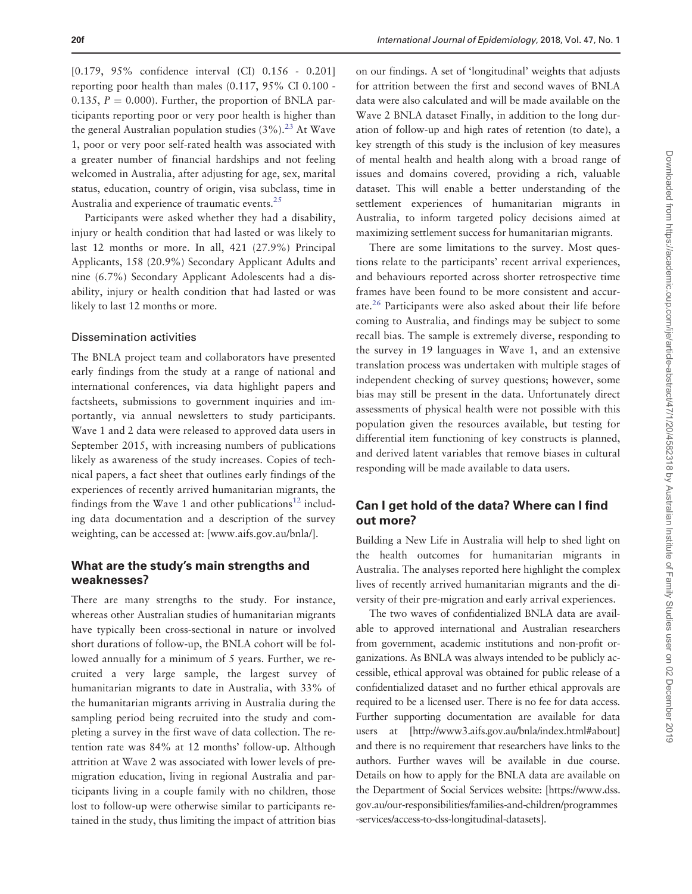[0.179, 95% confidence interval (CI) 0.156 - 0.201] reporting poor health than males (0.117, 95% CI 0.100 - 0.135, $P = 0.000$). Further, the proportion of BNLA participants reporting poor or very poor health is higher than the general Australian population studies (3%).[23] At Wave 1, poor or very poor self-rated health was associated with a greater number of financial hardships and not feeling welcomed in Australia, after adjusting for age, sex, marital status, education, country of origin, visa subclass, time in Australia and experience of traumatic events.[25]

Participants were asked whether they had a disability, injury or health condition that had lasted or was likely to last 12 months or more. In all, 421 (27.9%) Principal Applicants, 158 (20.9%) Secondary Applicant Adults and nine (6.7%) Secondary Applicant Adolescents had a disability, injury or health condition that had lasted or was likely to last 12 months or more.

### Dissemination activities

The BNLA project team and collaborators have presented early findings from the study at a range of national and international conferences, via data highlight papers and factsheets, submissions to government inquiries and importantly, via annual newsletters to study participants. Wave 1 and 2 data were released to approved data users in September 2015, with increasing numbers of publications likely as awareness of the study increases. Copies of technical papers, a fact sheet that outlines early findings of the experiences of recently arrived humanitarian migrants, the findings from the Wave 1 and other publications[12] including data documentation and a description of the survey weighting, can be accessed at: [www.aifs.gov.au/bnla/].

## What are the study's main strengths and weaknesses?

There are many strengths to the study. For instance, whereas other Australian studies of humanitarian migrants have typically been cross-sectional in nature or involved short durations of follow-up, the BNLA cohort will be followed annually for a minimum of 5 years. Further, we recruited a very large sample, the largest survey of humanitarian migrants to date in Australia, with 33% of the humanitarian migrants arriving in Australia during the sampling period being recruited into the study and completing a survey in the first wave of data collection. The retention rate was 84% at 12 months' follow-up. Although attrition at Wave 2 was associated with lower levels of premigration education, living in regional Australia and participants living in a couple family with no children, those lost to follow-up were otherwise similar to participants retained in the study, thus limiting the impact of attrition bias on our findings. A set of 'longitudinal' weights that adjusts for attrition between the first and second waves of BNLA data were also calculated and will be made available on the Wave 2 BNLA dataset Finally, in addition to the long duration of follow-up and high rates of retention (to date), a key strength of this study is the inclusion of key measures of mental health and health along with a broad range of issues and domains covered, providing a rich, valuable dataset. This will enable a better understanding of the settlement experiences of humanitarian migrants in Australia, to inform targeted policy decisions aimed at maximizing settlement success for humanitarian migrants.

There are some limitations to the survey. Most questions relate to the participants' recent arrival experiences, and behaviours reported across shorter retrospective time frames have been found to be more consistent and accurate.[26] Participants were also asked about their life before coming to Australia, and findings may be subject to some recall bias. The sample is extremely diverse, responding to the survey in 19 languages in Wave 1, and an extensive translation process was undertaken with multiple stages of independent checking of survey questions; however, some bias may still be present in the data. Unfortunately direct assessments of physical health were not possible with this population given the resources available, but testing for differential item functioning of key constructs is planned, and derived latent variables that remove biases in cultural responding will be made available to data users.

## Can I get hold of the data? Where can I find out more?

Building a New Life in Australia will help to shed light on the health outcomes for humanitarian migrants in Australia. The analyses reported here highlight the complex lives of recently arrived humanitarian migrants and the diversity of their pre-migration and early arrival experiences.

The two waves of confidentialized BNLA data are available to approved international and Australian researchers from government, academic institutions and non-profit organizations. As BNLA was always intended to be publicly accessible, ethical approval was obtained for public release of a confidentialized dataset and no further ethical approvals are required to be a licensed user. There is no fee for data access. Further supporting documentation are available for data users at [http://www3.aifs.gov.au/bnla/index.html#about] and there is no requirement that researchers have links to the authors. Further waves will be available in due course. Details on how to apply for the BNLA data are available on the Department of Social Services website: [https://www.dss.gov.au/our-responsibilities/families-and-children/programmes-services/access-to-dss-longitudinal-datasets].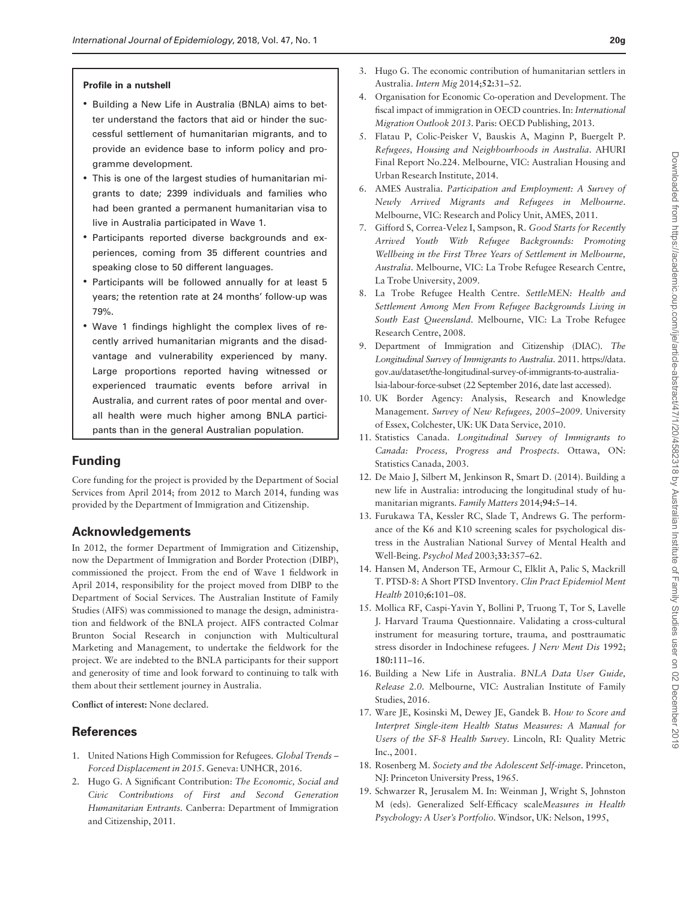**Profile in a nutshell**

- Building a New Life in Australia (BNLA) aims to better understand the factors that aid or hinder the successful settlement of humanitarian migrants, and to provide an evidence base to inform policy and programme development.
- This is one of the largest studies of humanitarian migrants to date; 2399 individuals and families who had been granted a permanent humanitarian visa to live in Australia participated in Wave 1.
- Participants reported diverse backgrounds and experiences, coming from 35 different countries and speaking close to 50 different languages.
- Participants will be followed annually for at least 5 years; the retention rate at 24 months' follow-up was 79%.
- Wave 1 findings highlight the complex lives of recently arrived humanitarian migrants and the disadvantage and vulnerability experienced by many. Large proportions reported having witnessed or experienced traumatic events before arrival in Australia, and current rates of poor mental and overall health were much higher among BNLA participants than in the general Australian population.

## Funding

Core funding for the project is provided by the Department of Social Services from April 2014; from 2012 to March 2014, funding was provided by the Department of Immigration and Citizenship.

## Acknowledgements

In 2012, the former Department of Immigration and Citizenship, now the Department of Immigration and Border Protection (DIBP), commissioned the project. From the end of Wave 1 fieldwork in April 2014, responsibility for the project moved from DIBP to the Department of Social Services. The Australian Institute of Family Studies (AIFS) was commissioned to manage the design, administration and fieldwork of the BNLA project. AIFS contracted Colmar Brunton Social Research in conjunction with Multicultural Marketing and Management, to undertake the fieldwork for the project. We are indebted to the BNLA participants for their support and generosity of time and look forward to continuing to talk with them about their settlement journey in Australia.

**Conflict of interest:** None declared.

## References

1. United Nations High Commission for Refugees. *Global Trends – Forced Displacement in 2015*. Geneva: UNHCR, 2016.
2. Hugo G. A Significant Contribution: *The Economic, Social and Civic Contributions of First and Second Generation Humanitarian Entrants*. Canberra: Department of Immigration and Citizenship, 2011.
3. Hugo G. The economic contribution of humanitarian settlers in Australia. *Intern Mig* 2014;**52**:31–52.
4. Organisation for Economic Co-operation and Development. The fiscal impact of immigration in OECD countries. In: *International Migration Outlook 2013*. Paris: OECD Publishing, 2013.
5. Flatau P, Colic-Peisker V, Bauskis A, Maginn P, Buergelt P. *Refugees, Housing and Neighbourhoods in Australia*. AHURI Final Report No.224. Melbourne, VIC: Australian Housing and Urban Research Institute, 2014.
6. AMES Australia. *Participation and Employment: A Survey of Newly Arrived Migrants and Refugees in Melbourne*. Melbourne, VIC: Research and Policy Unit, AMES, 2011.
7. Gifford S, Correa-Velez I, Sampson, R. *Good Starts for Recently Arrived Youth With Refugee Backgrounds: Promoting Wellbeing in the First Three Years of Settlement in Melbourne, Australia*. Melbourne, VIC: La Trobe Refugee Research Centre, La Trobe University, 2009.
8. La Trobe Refugee Health Centre. *SettleMEN: Health and Settlement Among Men From Refugee Backgrounds Living in South East Queensland*. Melbourne, VIC: La Trobe Refugee Research Centre, 2008.
9. Department of Immigration and Citizenship (DIAC). *The Longitudinal Survey of Immigrants to Australia*. 2011. https://data.gov.au/dataset/the-longitudinal-survey-of-immigrants-to-australia-lsia-labour-force-subset (22 September 2016, date last accessed).
10. UK Border Agency: Analysis, Research and Knowledge Management. *Survey of New Refugees, 2005–2009*. University of Essex, Colchester, UK: UK Data Service, 2010.
11. Statistics Canada. *Longitudinal Survey of Immigrants to Canada: Process, Progress and Prospects*. Ottawa, ON: Statistics Canada, 2003.
12. De Maio J, Silbert M, Jenkinson R, Smart D. (2014). Building a new life in Australia: introducing the longitudinal study of humanitarian migrants. *Family Matters* 2014;**94**:5–14.
13. Furukawa TA, Kessler RC, Slade T, Andrews G. The performance of the K6 and K10 screening scales for psychological distress in the Australian National Survey of Mental Health and Well-Being. *Psychol Med* 2003;**33**:357–62.
14. Hansen M, Anderson TE, Armour C, Elklit A, Palic S, Mackrill T. PTSD-8: A Short PTSD Inventory. *Clin Pract Epidemiol Ment Health* 2010;**6**:101–08.
15. Mollica RF, Caspi-Yavin Y, Bollini P, Truong T, Tor S, Lavelle J. Harvard Trauma Questionnaire. Validating a cross-cultural instrument for measuring torture, trauma, and posttraumatic stress disorder in Indochinese refugees. *J Nerv Ment Dis* 1992; **180**:111–16.
16. Building a New Life in Australia. *BNLA Data User Guide, Release 2.0*. Melbourne, VIC: Australian Institute of Family Studies, 2016.
17. Ware JE, Kosinski M, Dewey JE, Gandek B. *How to Score and Interpret Single-item Health Status Measures: A Manual for Users of the SF-8 Health Survey*. Lincoln, RI: Quality Metric Inc., 2001.
18. Rosenberg M. *Society and the Adolescent Self-image*. Princeton, NJ: Princeton University Press, 1965.
19. Schwarzer R, Jerusalem M. In: Weinman J, Wright S, Johnston M (eds). Generalized Self-Efficacy scale*Measures in Health Psychology: A User's Portfolio*. Windsor, UK: Nelson, 1995,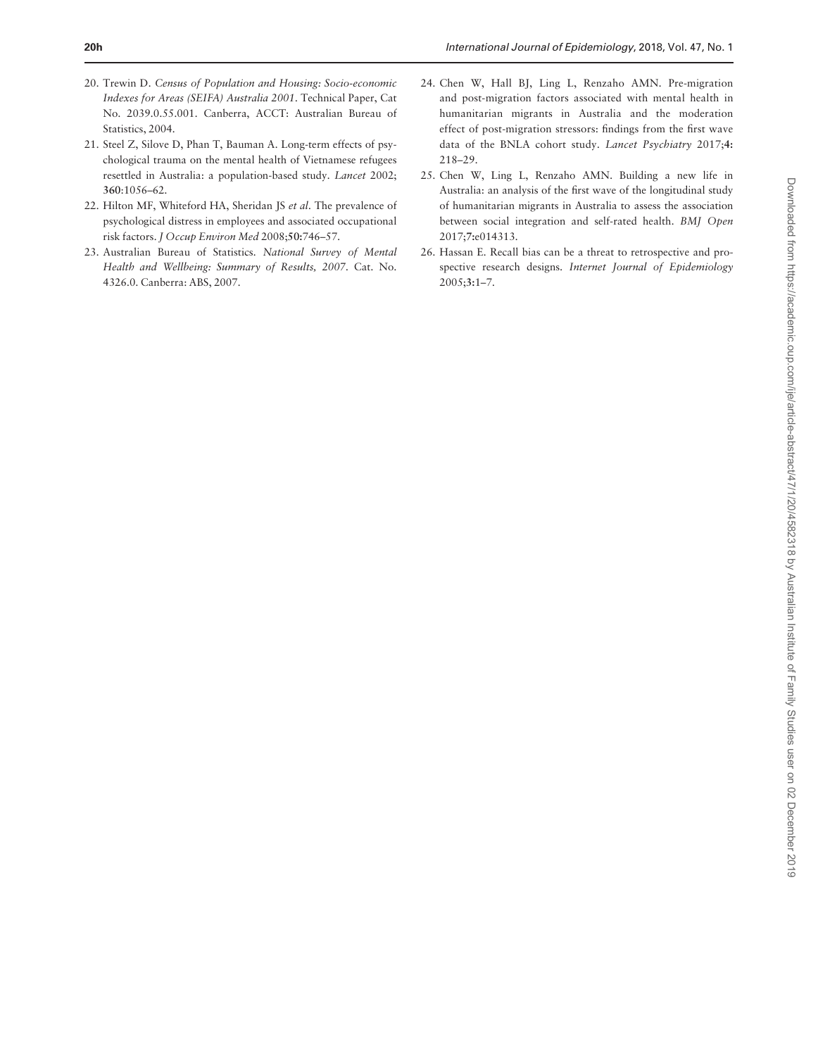20. Trewin D. *Census of Population and Housing: Socio-economic Indexes for Areas (SEIFA) Australia 2001*. Technical Paper, Cat No. 2039.0.55.001. Canberra, ACCT: Australian Bureau of Statistics, 2004.
21. Steel Z, Silove D, Phan T, Bauman A. Long-term effects of psychological trauma on the mental health of Vietnamese refugees resettled in Australia: a population-based study. *Lancet* 2002; **360**:1056–62.
22. Hilton MF, Whiteford HA, Sheridan JS *et al*. The prevalence of psychological distress in employees and associated occupational risk factors. *J Occup Environ Med* 2008;**50**:746–57.
23. Australian Bureau of Statistics. *National Survey of Mental Health and Wellbeing: Summary of Results, 2007*. Cat. No. 4326.0. Canberra: ABS, 2007.
24. Chen W, Hall BJ, Ling L, Renzaho AMN. Pre-migration and post-migration factors associated with mental health in humanitarian migrants in Australia and the moderation effect of post-migration stressors: findings from the first wave data of the BNLA cohort study. *Lancet Psychiatry* 2017;**4**: 218–29.
25. Chen W, Ling L, Renzaho AMN. Building a new life in Australia: an analysis of the first wave of the longitudinal study of humanitarian migrants in Australia to assess the association between social integration and self-rated health. *BMJ Open* 2017;**7**:e014313.
26. Hassan E. Recall bias can be a threat to retrospective and prospective research designs. *Internet Journal of Epidemiology* 2005;**3**:1–7.